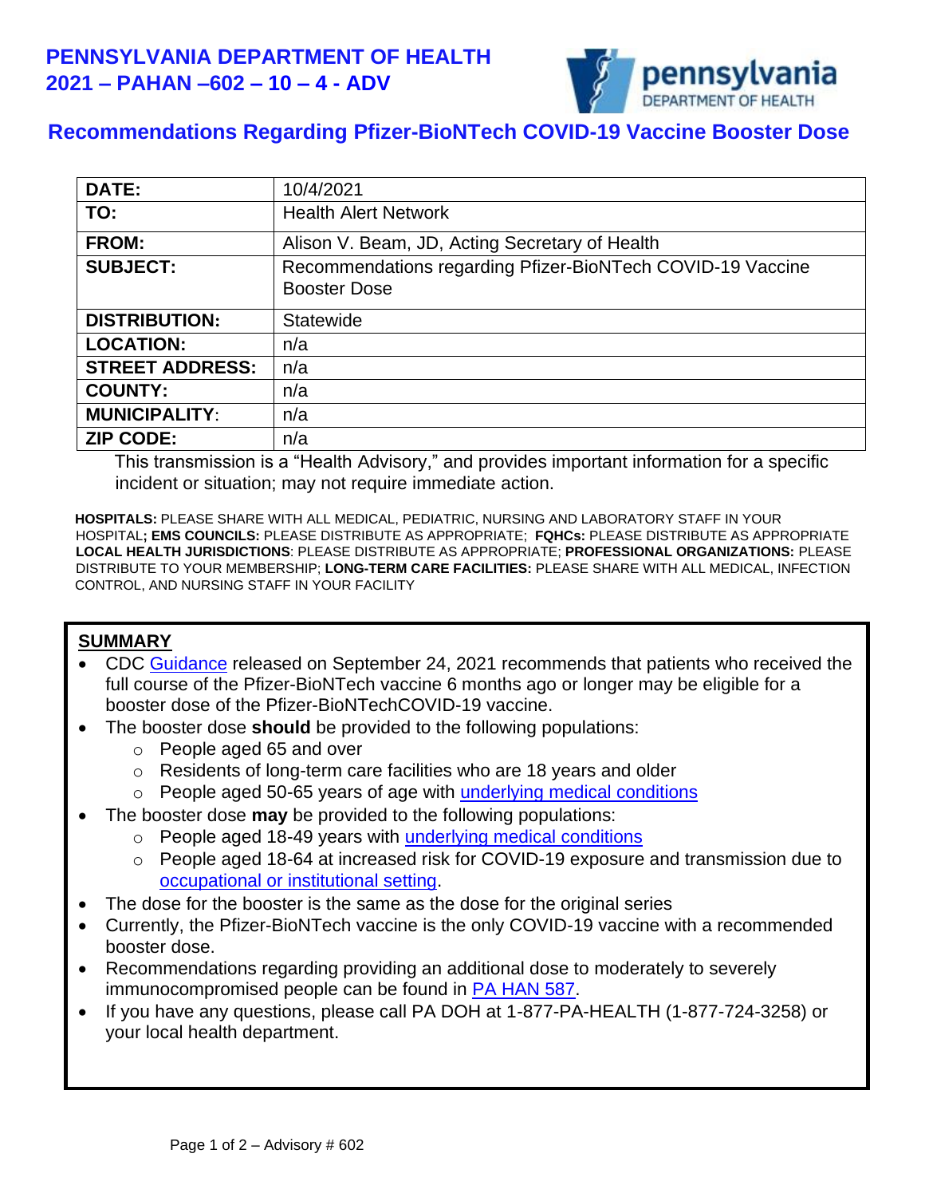# PENNSYLVANIA DEPARTMENT OF HEALTH
# 2021 – PAHAN –602 – 10 – 4 - ADV

## Recommendations Regarding Pfizer-BioNTech COVID-19 Vaccine Booster Dose

| | |
|---|---|
| **DATE:** | 10/4/2021 |
| **TO:** | Health Alert Network |
| **FROM:** | Alison V. Beam, JD, Acting Secretary of Health |
| **SUBJECT:** | Recommendations regarding Pfizer-BioNTech COVID-19 Vaccine Booster Dose |
| **DISTRIBUTION:** | Statewide |
| **LOCATION:** | n/a |
| **STREET ADDRESS:** | n/a |
| **COUNTY:** | n/a |
| **MUNICIPALITY:** | n/a |
| **ZIP CODE:** | n/a |

This transmission is a "Health Advisory," and provides important information for a specific incident or situation; may not require immediate action.

**HOSPITALS:** PLEASE SHARE WITH ALL MEDICAL, PEDIATRIC, NURSING AND LABORATORY STAFF IN YOUR HOSPITAL**; EMS COUNCILS:** PLEASE DISTRIBUTE AS APPROPRIATE; **FQHCs:** PLEASE DISTRIBUTE AS APPROPRIATE **LOCAL HEALTH JURISDICTIONS**: PLEASE DISTRIBUTE AS APPROPRIATE; **PROFESSIONAL ORGANIZATIONS:** PLEASE DISTRIBUTE TO YOUR MEMBERSHIP; **LONG-TERM CARE FACILITIES:** PLEASE SHARE WITH ALL MEDICAL, INFECTION CONTROL, AND NURSING STAFF IN YOUR FACILITY

**SUMMARY**

- CDC Guidance released on September 24, 2021 recommends that patients who received the full course of the Pfizer-BioNTech vaccine 6 months ago or longer may be eligible for a booster dose of the Pfizer-BioNTechCOVID-19 vaccine.
- The booster dose **should** be provided to the following populations:
  - People aged 65 and over
  - Residents of long-term care facilities who are 18 years and older
  - People aged 50-65 years of age with underlying medical conditions
- The booster dose **may** be provided to the following populations:
  - People aged 18-49 years with underlying medical conditions
  - People aged 18-64 at increased risk for COVID-19 exposure and transmission due to occupational or institutional setting.
- The dose for the booster is the same as the dose for the original series
- Currently, the Pfizer-BioNTech vaccine is the only COVID-19 vaccine with a recommended booster dose.
- Recommendations regarding providing an additional dose to moderately to severely immunocompromised people can be found in PA HAN 587.
- If you have any questions, please call PA DOH at 1-877-PA-HEALTH (1-877-724-3258) or your local health department.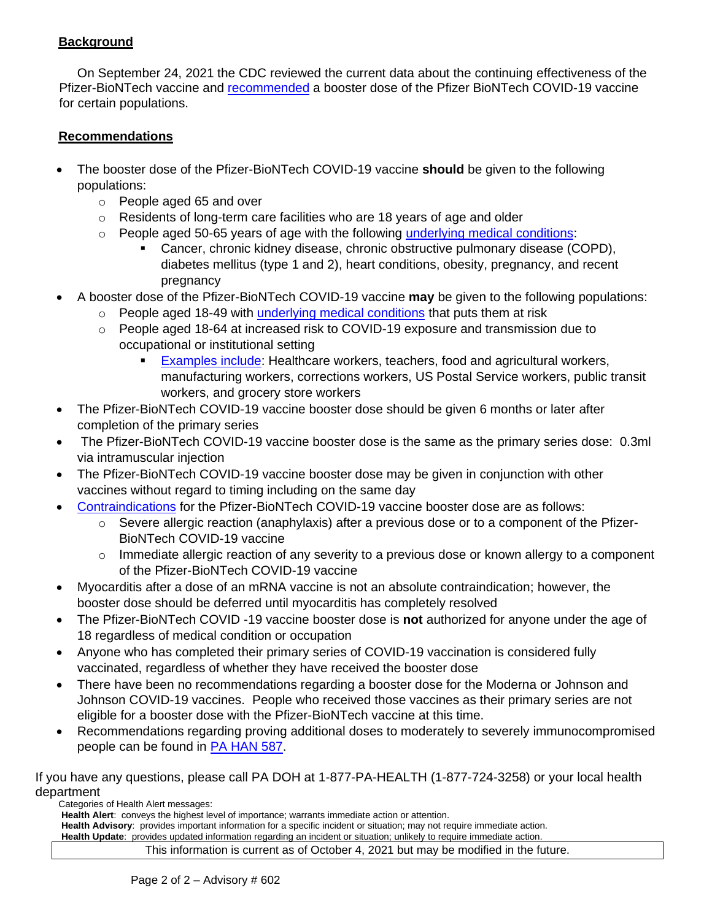## Background

On September 24, 2021 the CDC reviewed the current data about the continuing effectiveness of the Pfizer-BioNTech vaccine and recommended a booster dose of the Pfizer BioNTech COVID-19 vaccine for certain populations.

## Recommendations

- The booster dose of the Pfizer-BioNTech COVID-19 vaccine **should** be given to the following populations:
  - People aged 65 and over
  - Residents of long-term care facilities who are 18 years of age and older
  - People aged 50-65 years of age with the following underlying medical conditions:
    - Cancer, chronic kidney disease, chronic obstructive pulmonary disease (COPD), diabetes mellitus (type 1 and 2), heart conditions, obesity, pregnancy, and recent pregnancy
- A booster dose of the Pfizer-BioNTech COVID-19 vaccine **may** be given to the following populations:
  - People aged 18-49 with underlying medical conditions that puts them at risk
  - People aged 18-64 at increased risk to COVID-19 exposure and transmission due to occupational or institutional setting
    - Examples include: Healthcare workers, teachers, food and agricultural workers, manufacturing workers, corrections workers, US Postal Service workers, public transit workers, and grocery store workers
- The Pfizer-BioNTech COVID-19 vaccine booster dose should be given 6 months or later after completion of the primary series
- The Pfizer-BioNTech COVID-19 vaccine booster dose is the same as the primary series dose: 0.3ml via intramuscular injection
- The Pfizer-BioNTech COVID-19 vaccine booster dose may be given in conjunction with other vaccines without regard to timing including on the same day
- Contraindications for the Pfizer-BioNTech COVID-19 vaccine booster dose are as follows:
  - Severe allergic reaction (anaphylaxis) after a previous dose or to a component of the Pfizer-BioNTech COVID-19 vaccine
  - Immediate allergic reaction of any severity to a previous dose or known allergy to a component of the Pfizer-BioNTech COVID-19 vaccine
- Myocarditis after a dose of an mRNA vaccine is not an absolute contraindication; however, the booster dose should be deferred until myocarditis has completely resolved
- The Pfizer-BioNTech COVID -19 vaccine booster dose is **not** authorized for anyone under the age of 18 regardless of medical condition or occupation
- Anyone who has completed their primary series of COVID-19 vaccination is considered fully vaccinated, regardless of whether they have received the booster dose
- There have been no recommendations regarding a booster dose for the Moderna or Johnson and Johnson COVID-19 vaccines. People who received those vaccines as their primary series are not eligible for a booster dose with the Pfizer-BioNTech vaccine at this time.
- Recommendations regarding proving additional doses to moderately to severely immunocompromised people can be found in PA HAN 587.

If you have any questions, please call PA DOH at 1-877-PA-HEALTH (1-877-724-3258) or your local health department

Categories of Health Alert messages:

**Health Alert**: conveys the highest level of importance; warrants immediate action or attention.

**Health Advisory**: provides important information for a specific incident or situation; may not require immediate action.

**Health Update**: provides updated information regarding an incident or situation; unlikely to require immediate action.

This information is current as of October 4, 2021 but may be modified in the future.